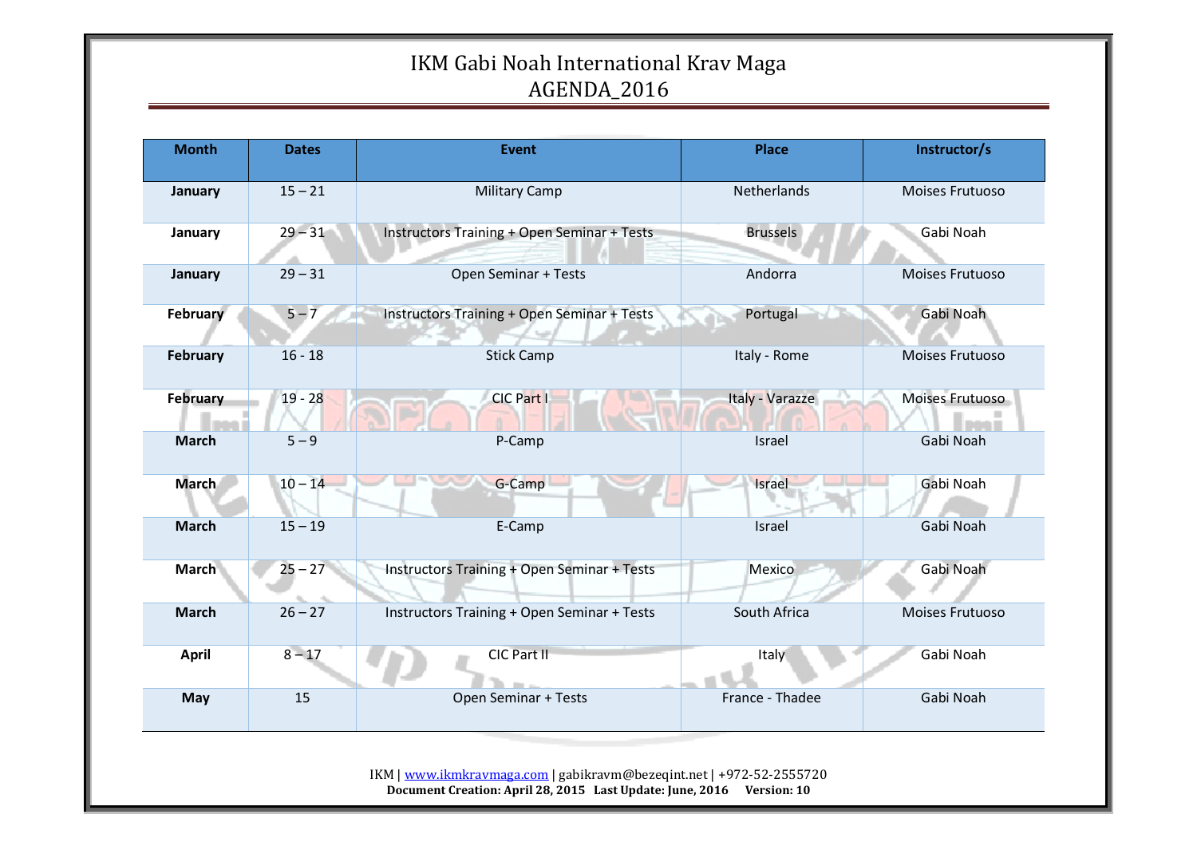# IKM Gabi Noah International Krav Maga
# AGENDA_2016

| Month | Dates | Event | Place | Instructor/s |
|---|---|---|---|---|
| **January** | 15 – 21 | Military Camp | Netherlands | Moises Frutuoso |
| **January** | 29 – 31 | Instructors Training + Open Seminar + Tests | Brussels | Gabi Noah |
| **January** | 29 – 31 | Open Seminar + Tests | Andorra | Moises Frutuoso |
| **February** | 5 – 7 | Instructors Training + Open Seminar + Tests | Portugal | Gabi Noah |
| **February** | 16 - 18 | Stick Camp | Italy - Rome | Moises Frutuoso |
| **February** | 19 - 28 | CIC Part I | Italy - Varazze | Moises Frutuoso |
| **March** | 5 – 9 | P-Camp | Israel | Gabi Noah |
| **March** | 10 – 14 | G-Camp | Israel | Gabi Noah |
| **March** | 15 – 19 | E-Camp | Israel | Gabi Noah |
| **March** | 25 – 27 | Instructors Training + Open Seminar + Tests | Mexico | Gabi Noah |
| **March** | 26 – 27 | Instructors Training + Open Seminar + Tests | South Africa | Moises Frutuoso |
| **April** | 8 – 17 | CIC Part II | Italy | Gabi Noah |
| **May** | 15 | Open Seminar + Tests | France - Thadee | Gabi Noah |

IKM | www.ikmkravmaga.com | gabikravm@bezeqint.net | +972-52-2555720
**Document Creation: April 28, 2015 Last Update: June, 2016 Version: 10**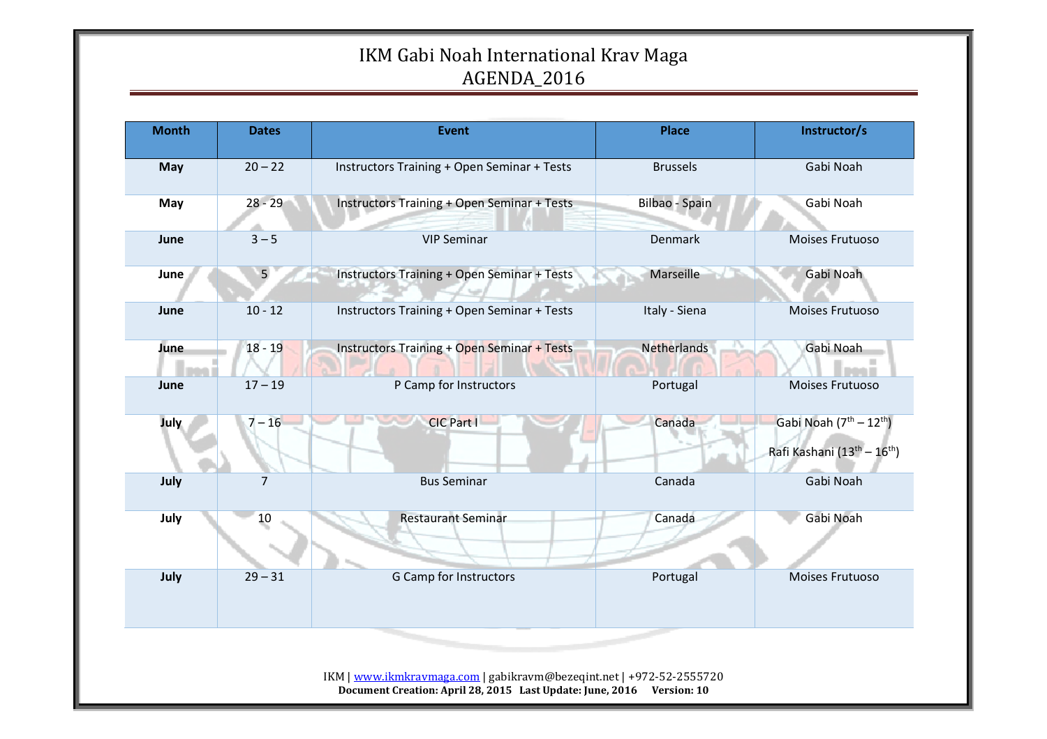# IKM Gabi Noah International Krav Maga
# AGENDA_2016

| Month | Dates | Event | Place | Instructor/s |
|---|---|---|---|---|
| **May** | 20 – 22 | Instructors Training + Open Seminar + Tests | Brussels | Gabi Noah |
| **May** | 28 - 29 | Instructors Training + Open Seminar + Tests | Bilbao - Spain | Gabi Noah |
| **June** | 3 – 5 | VIP Seminar | Denmark | Moises Frutuoso |
| **June** | 5 | Instructors Training + Open Seminar + Tests | Marseille | Gabi Noah |
| **June** | 10 - 12 | Instructors Training + Open Seminar + Tests | Italy - Siena | Moises Frutuoso |
| **June** | 18 - 19 | Instructors Training + Open Seminar + Tests | Netherlands | Gabi Noah |
| **June** | 17 – 19 | P Camp for Instructors | Portugal | Moises Frutuoso |
| **July** | 7 – 16 | CIC Part I | Canada | Gabi Noah (7th – 12th) Rafi Kashani (13th – 16th) |
| **July** | 7 | Bus Seminar | Canada | Gabi Noah |
| **July** | 10 | Restaurant Seminar | Canada | Gabi Noah |
| **July** | 29 – 31 | G Camp for Instructors | Portugal | Moises Frutuoso |

IKM | www.ikmkravmaga.com | gabikravm@bezeqint.net | +972-52-2555720

**Document Creation: April 28, 2015 Last Update: June, 2016 Version: 10**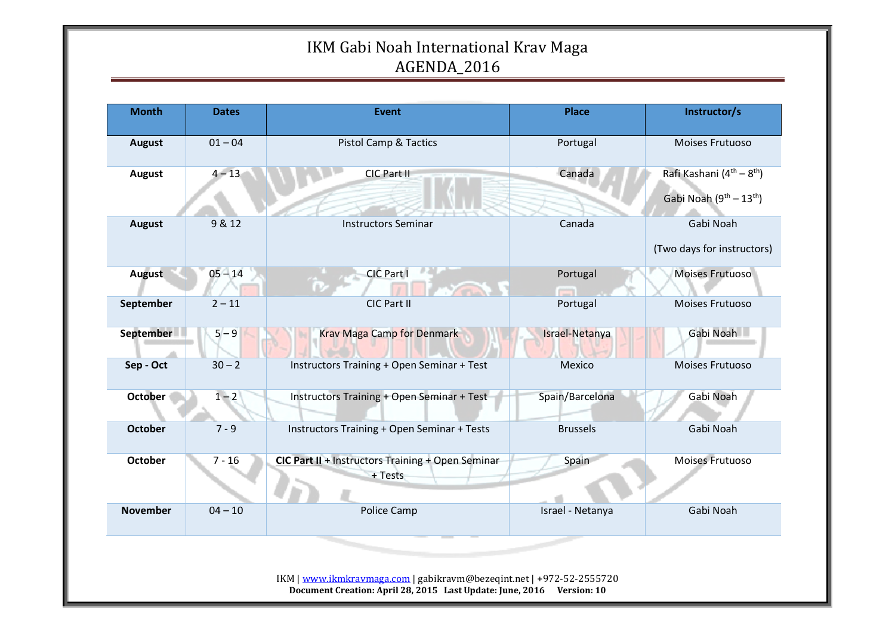# IKM Gabi Noah International Krav Maga
# AGENDA_2016

| Month | Dates | Event | Place | Instructor/s |
|---|---|---|---|---|
| **August** | 01 – 04 | Pistol Camp & Tactics | Portugal | Moises Frutuoso |
| **August** | 4 – 13 | CIC Part II | Canada | Rafi Kashani (4th – 8th)<br>Gabi Noah (9th – 13th) |
| **August** | 9 & 12 | Instructors Seminar | Canada | Gabi Noah<br>(Two days for instructors) |
| **August** | 05 – 14 | CIC Part I | Portugal | Moises Frutuoso |
| **September** | 2 – 11 | CIC Part II | Portugal | Moises Frutuoso |
| **September** | 5 – 9 | Krav Maga Camp for Denmark | Israel-Netanya | Gabi Noah |
| **Sep - Oct** | 30 – 2 | Instructors Training + Open Seminar + Test | Mexico | Moises Frutuoso |
| **October** | 1 – 2 | Instructors Training + Open Seminar + Test | Spain/Barcelona | Gabi Noah |
| **October** | 7 - 9 | Instructors Training + Open Seminar + Tests | Brussels | Gabi Noah |
| **October** | 7 - 16 | **CIC Part II** + Instructors Training + Open Seminar + Tests | Spain | Moises Frutuoso |
| **November** | 04 – 10 | Police Camp | Israel - Netanya | Gabi Noah |

IKM | www.ikmkravmaga.com | gabikravm@bezeqint.net | +972-52-2555720
**Document Creation: April 28, 2015 Last Update: June, 2016 Version: 10**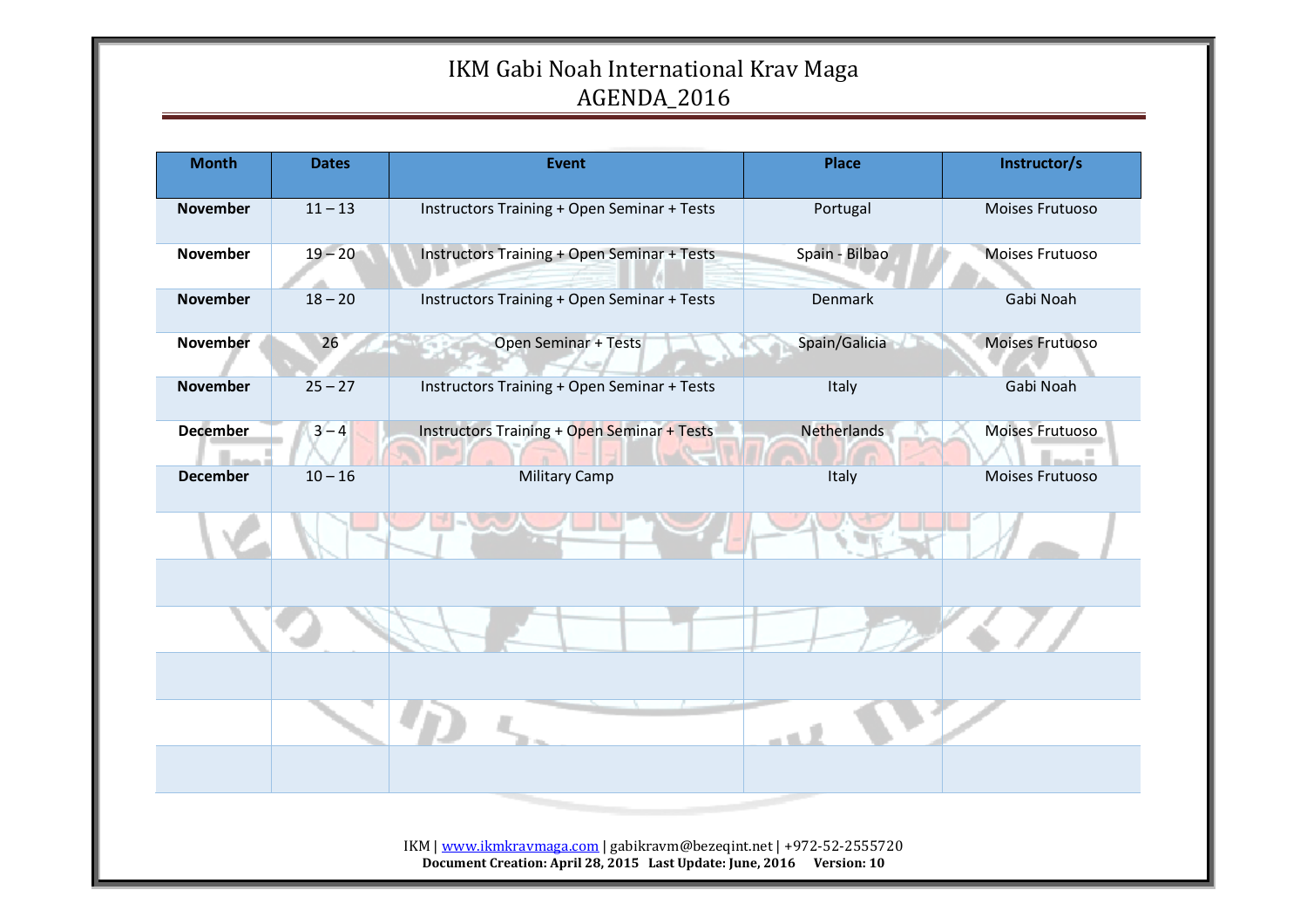# IKM Gabi Noah International Krav Maga
## AGENDA_2016

| Month | Dates | Event | Place | Instructor/s |
| --- | --- | --- | --- | --- |
| **November** | 11 – 13 | Instructors Training + Open Seminar + Tests | Portugal | Moises Frutuoso |
| **November** | 19 – 20 | Instructors Training + Open Seminar + Tests | Spain - Bilbao | Moises Frutuoso |
| **November** | 18 – 20 | Instructors Training + Open Seminar + Tests | Denmark | Gabi Noah |
| **November** | 26 | Open Seminar + Tests | Spain/Galicia | Moises Frutuoso |
| **November** | 25 – 27 | Instructors Training + Open Seminar + Tests | Italy | Gabi Noah |
| **December** | 3 – 4 | Instructors Training + Open Seminar + Tests | Netherlands | Moises Frutuoso |
| **December** | 10 – 16 | Military Camp | Italy | Moises Frutuoso |
| | | | | |
| | | | | |
| | | | | |
| | | | | |
| | | | | |
| | | | | |

IKM | www.ikmkravmaga.com | gabikravm@bezeqint.net | +972-52-2555720
**Document Creation: April 28, 2015 Last Update: June, 2016 Version: 10**